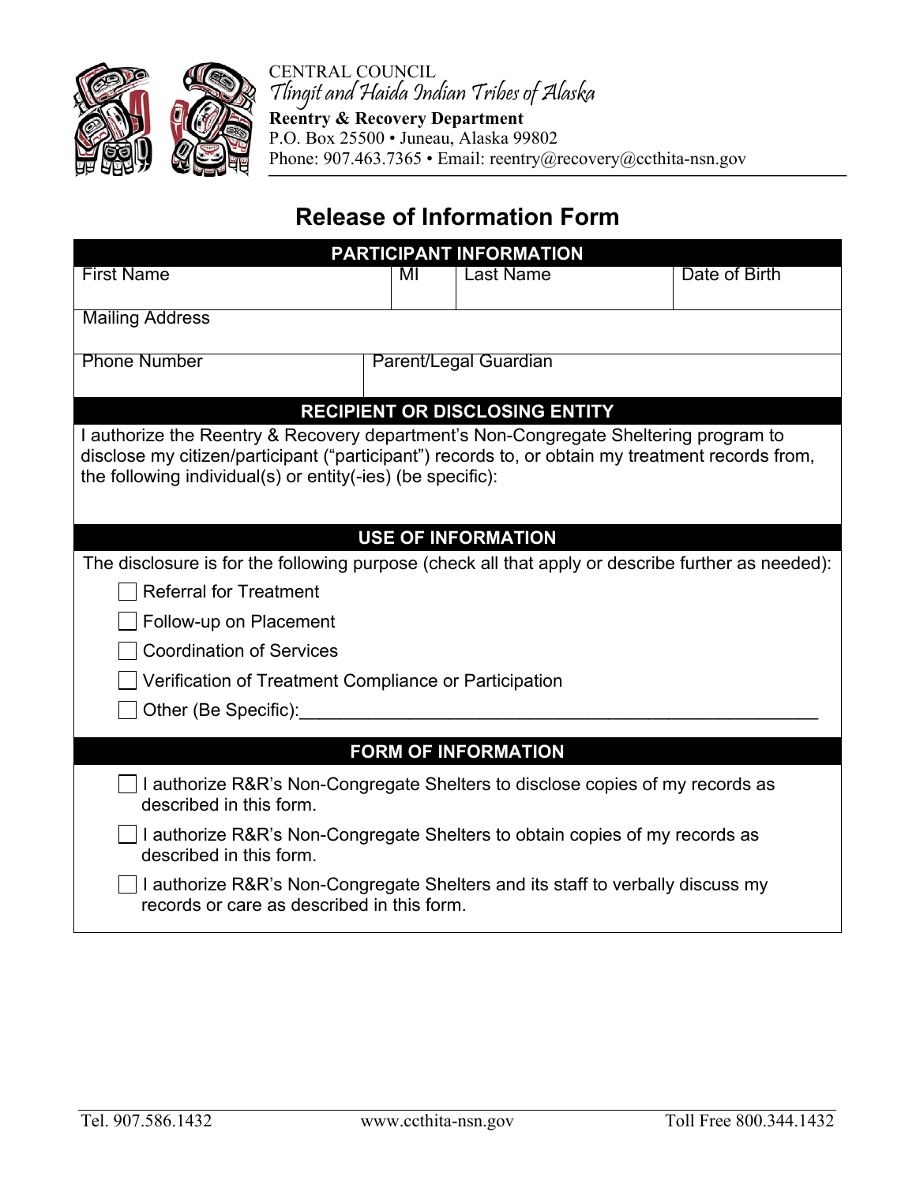CENTRAL COUNCIL
*Tlingit and Haida Indian Tribes of Alaska*
**Reentry & Recovery Department**
P.O. Box 25500 • Juneau, Alaska 99802
Phone: 907.463.7365 • Email: reentry@recovery@ccthita-nsn.gov

# Release of Information Form

## PARTICIPANT INFORMATION

| First Name | MI | Last Name | Date of Birth |
|---|---|---|---|
| | | | |

| Mailing Address |
|---|
| |

| Phone Number | Parent/Legal Guardian |
|---|---|
| | |

## RECIPIENT OR DISCLOSING ENTITY

I authorize the Reentry & Recovery department's Non-Congregate Sheltering program to disclose my citizen/participant ("participant") records to, or obtain my treatment records from, the following individual(s) or entity(-ies) (be specific):

## USE OF INFORMATION

The disclosure is for the following purpose (check all that apply or describe further as needed):

- ☐ Referral for Treatment
- ☐ Follow-up on Placement
- ☐ Coordination of Services
- ☐ Verification of Treatment Compliance or Participation
- ☐ Other (Be Specific):_______________________________________________

## FORM OF INFORMATION

- ☐ I authorize R&R's Non-Congregate Shelters to disclose copies of my records as described in this form.
- ☐ I authorize R&R's Non-Congregate Shelters to obtain copies of my records as described in this form.
- ☐ I authorize R&R's Non-Congregate Shelters and its staff to verbally discuss my records or care as described in this form.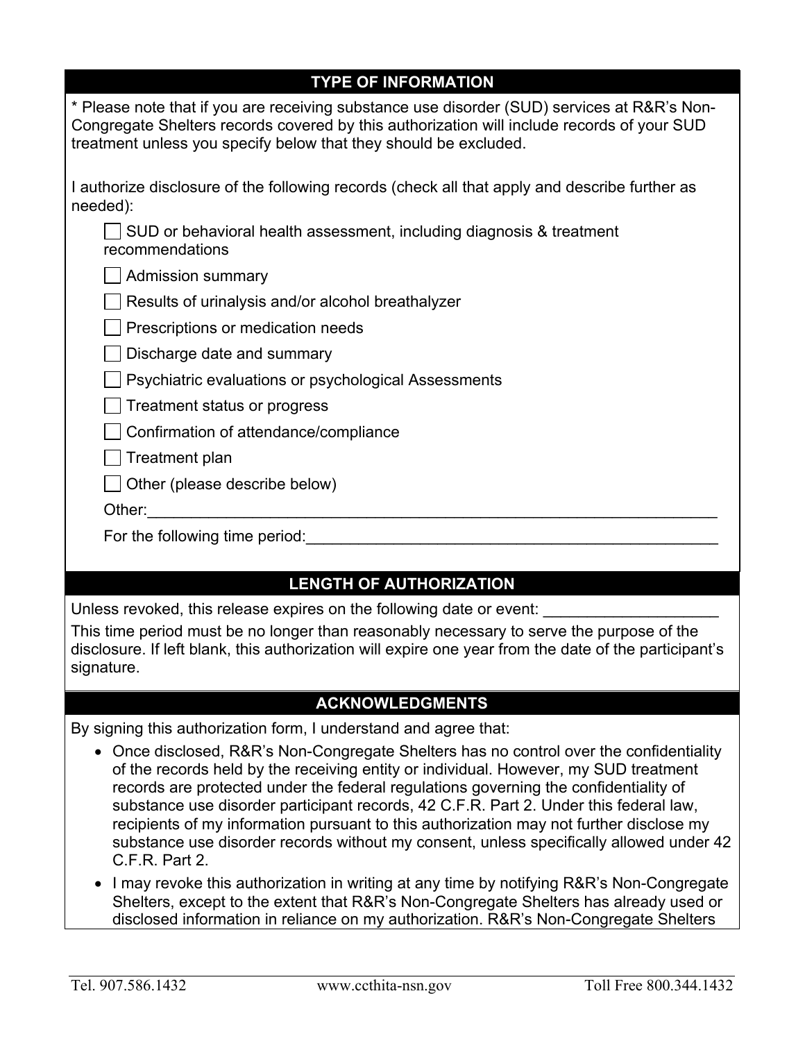## TYPE OF INFORMATION

* Please note that if you are receiving substance use disorder (SUD) services at R&R's Non-Congregate Shelters records covered by this authorization will include records of your SUD treatment unless you specify below that they should be excluded.

I authorize disclosure of the following records (check all that apply and describe further as needed):

- ☐ SUD or behavioral health assessment, including diagnosis & treatment recommendations
- ☐ Admission summary
- ☐ Results of urinalysis and/or alcohol breathalyzer
- ☐ Prescriptions or medication needs
- ☐ Discharge date and summary
- ☐ Psychiatric evaluations or psychological Assessments
- ☐ Treatment status or progress
- ☐ Confirmation of attendance/compliance
- ☐ Treatment plan
- ☐ Other (please describe below)

Other:____________________________________________________________________

For the following time period:_______________________________________________

## LENGTH OF AUTHORIZATION

Unless revoked, this release expires on the following date or event: ____________________

This time period must be no longer than reasonably necessary to serve the purpose of the disclosure. If left blank, this authorization will expire one year from the date of the participant's signature.

## ACKNOWLEDGMENTS

By signing this authorization form, I understand and agree that:

- Once disclosed, R&R's Non-Congregate Shelters has no control over the confidentiality of the records held by the receiving entity or individual. However, my SUD treatment records are protected under the federal regulations governing the confidentiality of substance use disorder participant records, 42 C.F.R. Part 2. Under this federal law, recipients of my information pursuant to this authorization may not further disclose my substance use disorder records without my consent, unless specifically allowed under 42 C.F.R. Part 2.
- I may revoke this authorization in writing at any time by notifying R&R's Non-Congregate Shelters, except to the extent that R&R's Non-Congregate Shelters has already used or disclosed information in reliance on my authorization. R&R's Non-Congregate Shelters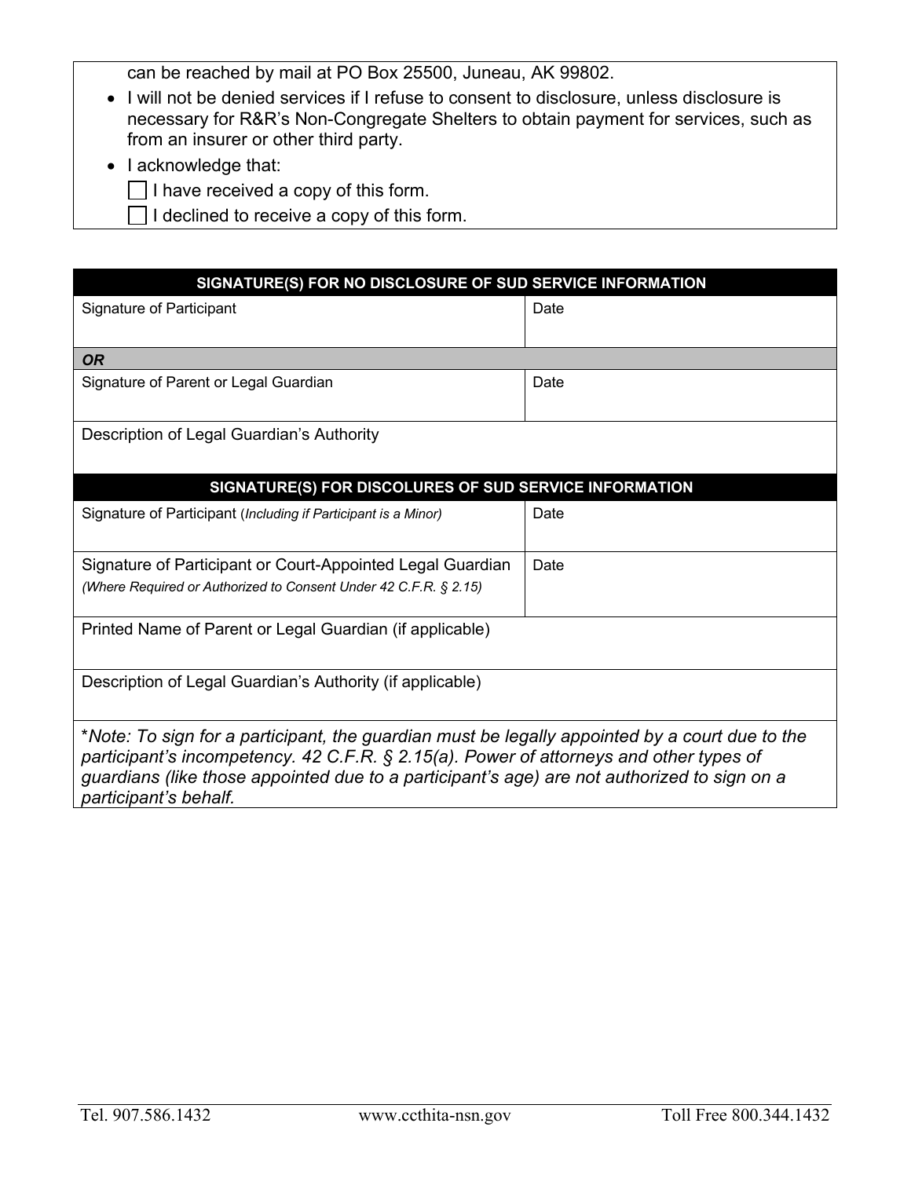can be reached by mail at PO Box 25500, Juneau, AK 99802.

- I will not be denied services if I refuse to consent to disclosure, unless disclosure is necessary for R&R's Non-Congregate Shelters to obtain payment for services, such as from an insurer or other third party.
- I acknowledge that:
  - ☐ I have received a copy of this form.
  - ☐ I declined to receive a copy of this form.

| SIGNATURE(S) FOR NO DISCLOSURE OF SUD SERVICE INFORMATION | |
|---|---|
| Signature of Participant | Date |
| ***OR*** | |
| Signature of Parent or Legal Guardian | Date |
| Description of Legal Guardian's Authority | |

| SIGNATURE(S) FOR DISCOLURES OF SUD SERVICE INFORMATION | |
|---|---|
| Signature of Participant (*Including if Participant is a Minor)* | Date |
| Signature of Participant or Court-Appointed Legal Guardian *(Where Required or Authorized to Consent Under 42 C.F.R. § 2.15)* | Date |
| Printed Name of Parent or Legal Guardian (if applicable) | |
| Description of Legal Guardian's Authority (if applicable) | |
| \**Note: To sign for a participant, the guardian must be legally appointed by a court due to the participant's incompetency. 42 C.F.R. § 2.15(a). Power of attorneys and other types of guardians (like those appointed due to a participant's age) are not authorized to sign on a participant's behalf.* | |